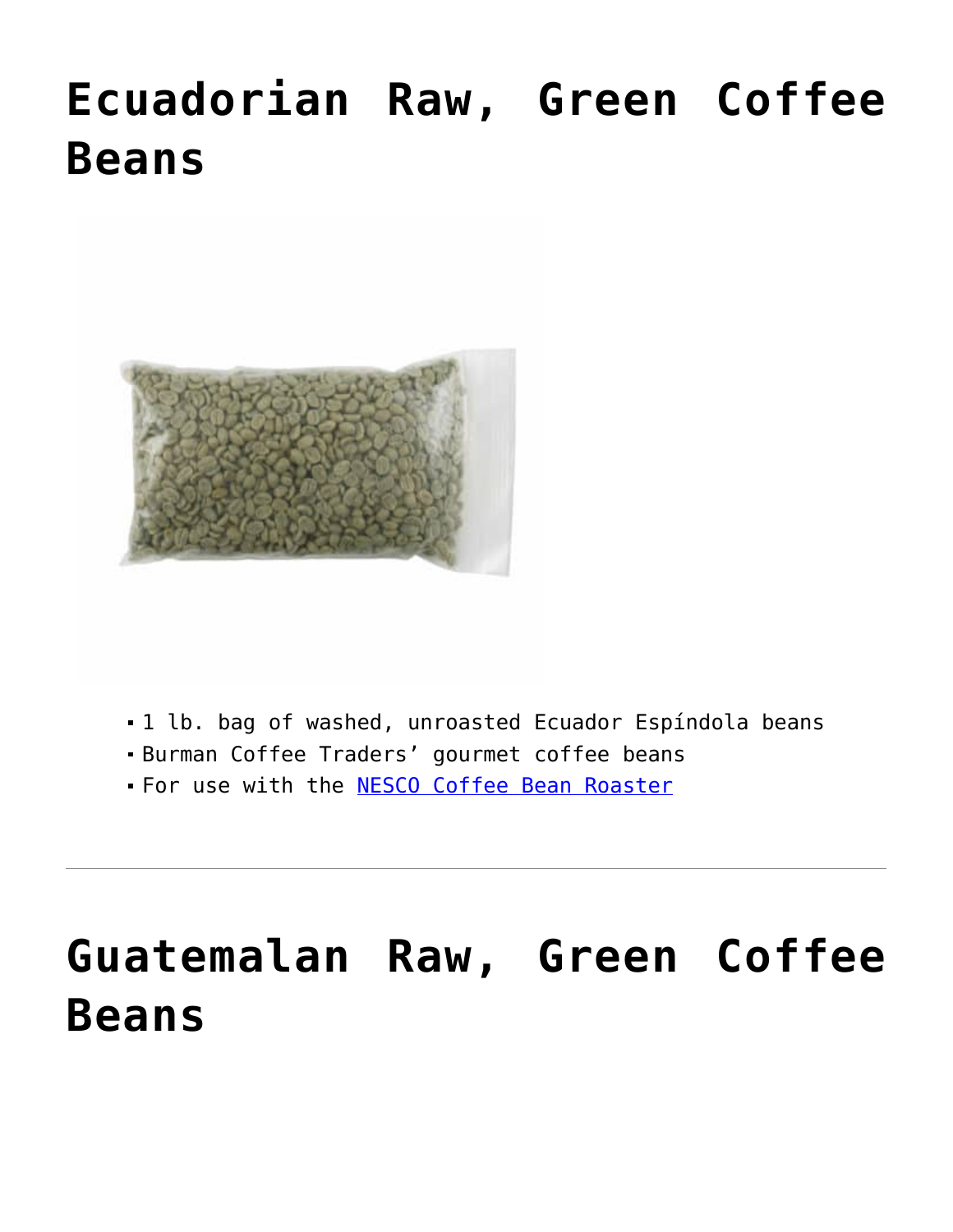# Ecuadorian Raw, Green Coffee Beans

- 1 lb. bag of washed, unroasted Ecuador Espíndola beans
- Burman Coffee Traders' gourmet coffee beans
- For use with the [NESCO Coffee Bean Roaster]

---

# Guatemalan Raw, Green Coffee Beans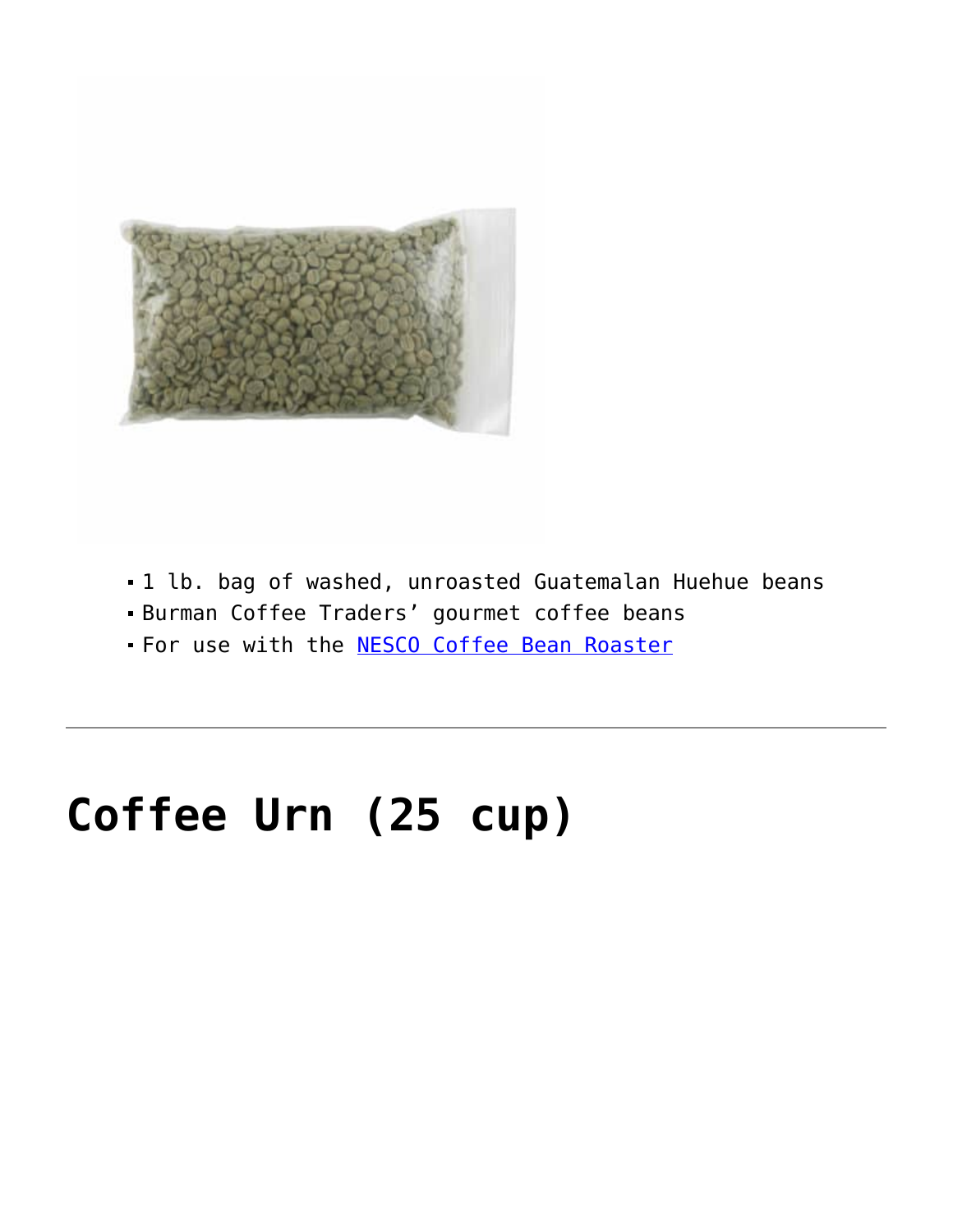- 1 lb. bag of washed, unroasted Guatemalan Huehue beans
- Burman Coffee Traders' gourmet coffee beans
- For use with the [NESCO Coffee Bean Roaster]

---

# Coffee Urn (25 cup)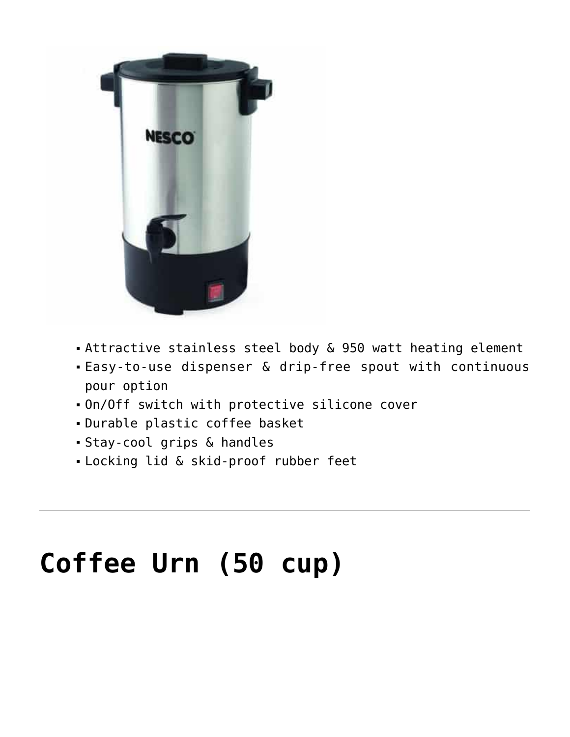- Attractive stainless steel body & 950 watt heating element
- Easy-to-use dispenser & drip-free spout with continuous pour option
- On/Off switch with protective silicone cover
- Durable plastic coffee basket
- Stay-cool grips & handles
- Locking lid & skid-proof rubber feet

---

# Coffee Urn (50 cup)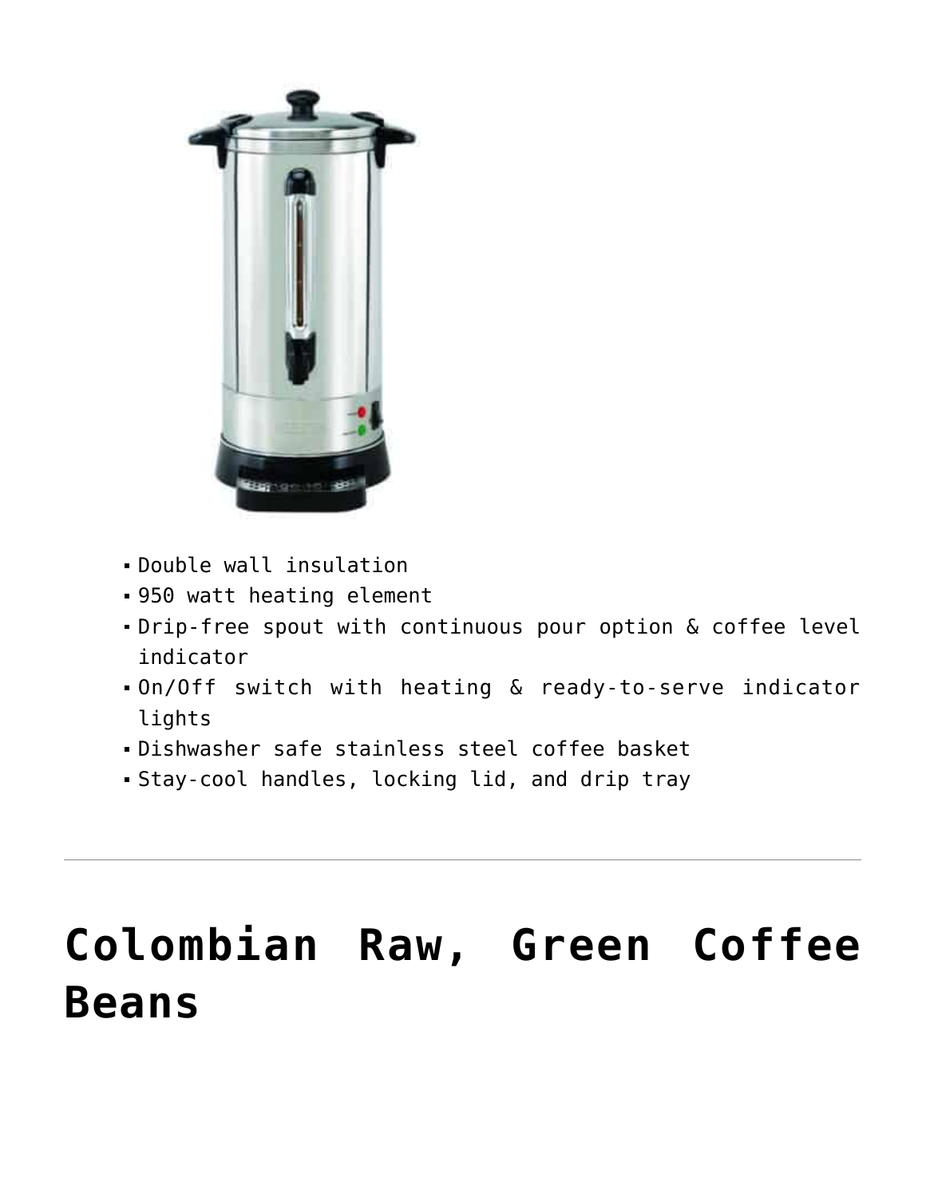- Double wall insulation
- 950 watt heating element
- Drip-free spout with continuous pour option & coffee level indicator
- On/Off switch with heating & ready-to-serve indicator lights
- Dishwasher safe stainless steel coffee basket
- Stay-cool handles, locking lid, and drip tray

---

# Colombian Raw, Green Coffee Beans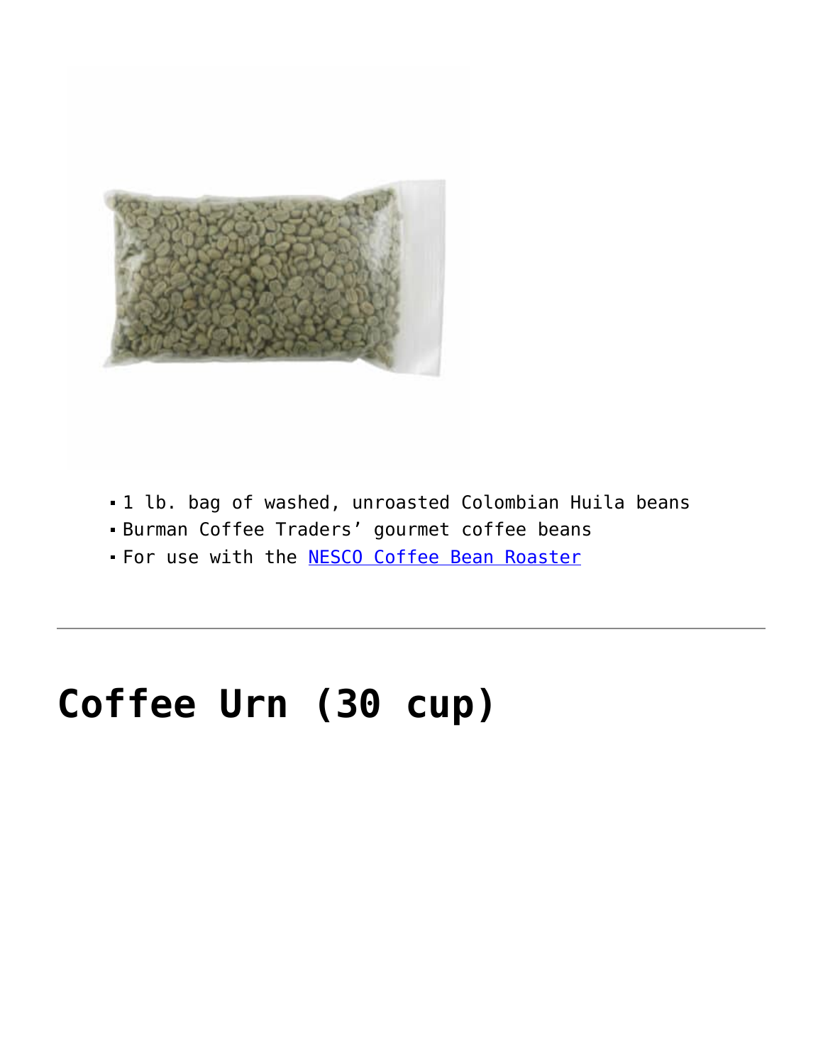- 1 lb. bag of washed, unroasted Colombian Huila beans
- Burman Coffee Traders' gourmet coffee beans
- For use with the NESCO Coffee Bean Roaster

---

# Coffee Urn (30 cup)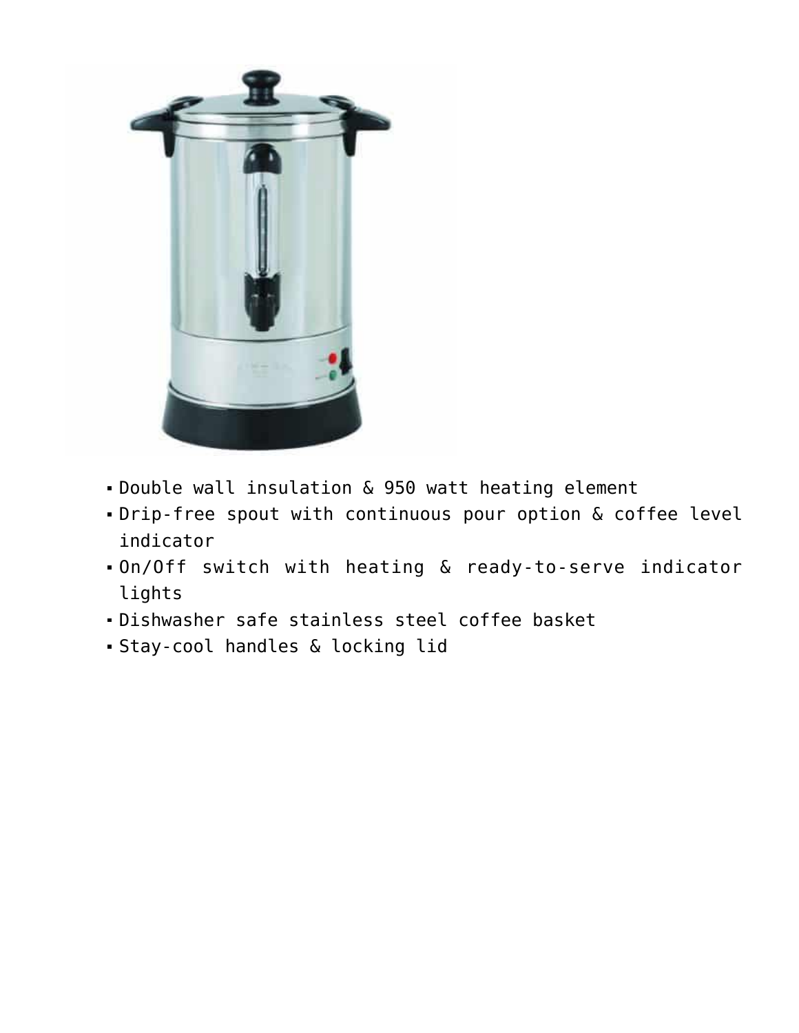- Double wall insulation & 950 watt heating element
- Drip-free spout with continuous pour option & coffee level indicator
- On/Off switch with heating & ready-to-serve indicator lights
- Dishwasher safe stainless steel coffee basket
- Stay-cool handles & locking lid